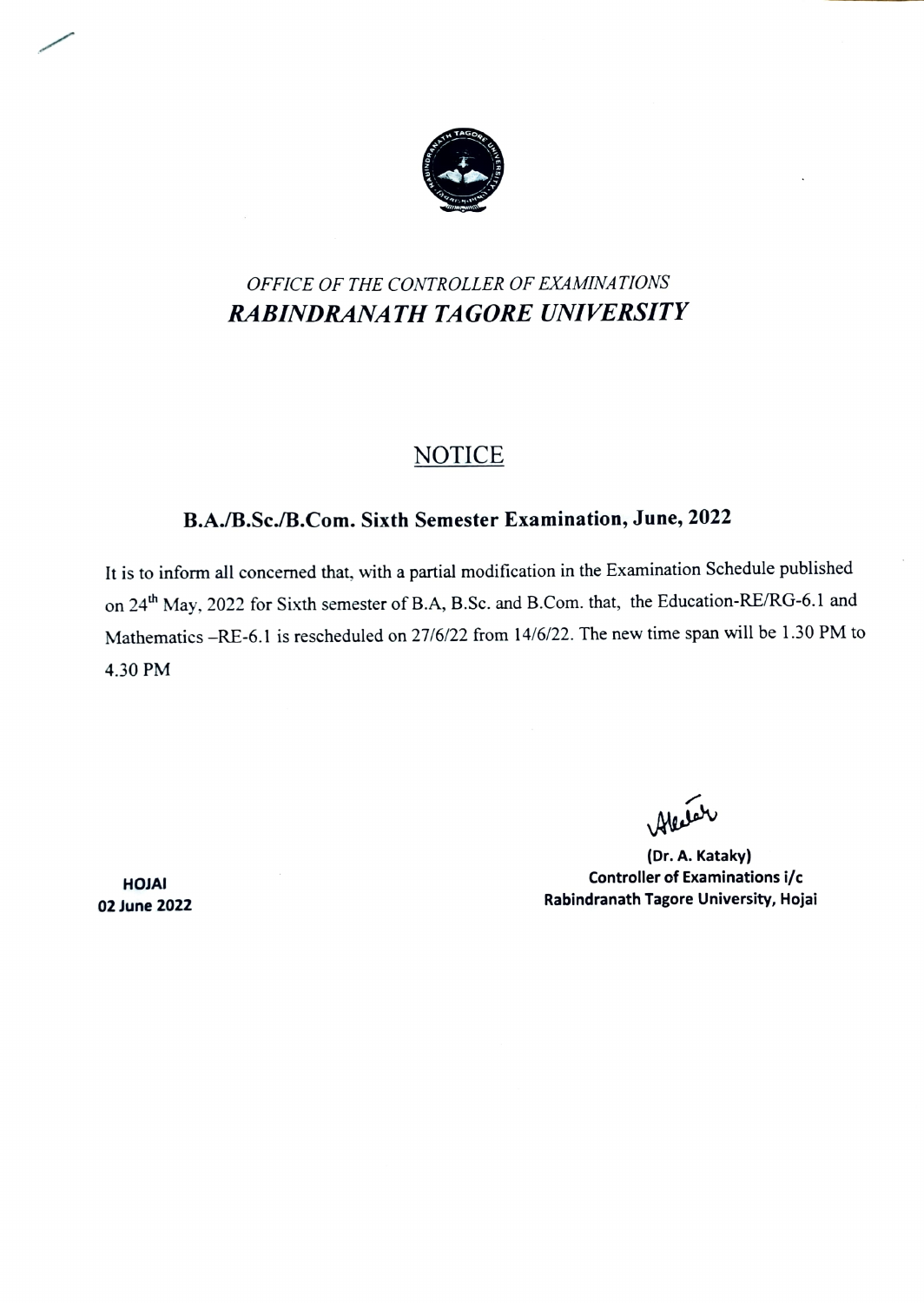*OFFICE OF THE CONTROLLER OF EXAMINATIONS*

***RABINDRANATH TAGORE UNIVERSITY***

## NOTICE

### B.A./B.Sc./B.Com. Sixth Semester Examination, June, 2022

It is to inform all concerned that, with a partial modification in the Examination Schedule published on 24th May, 2022 for Sixth semester of B.A, B.Sc. and B.Com. that, the Education-RE/RG-6.1 and Mathematics –RE-6.1 is rescheduled on 27/6/22 from 14/6/22. The new time span will be 1.30 PM to 4.30 PM

**(Dr. A. Kataky)**
**Controller of Examinations i/c**
**Rabindranath Tagore University, Hojai**

**HOJAI**
**02 June 2022**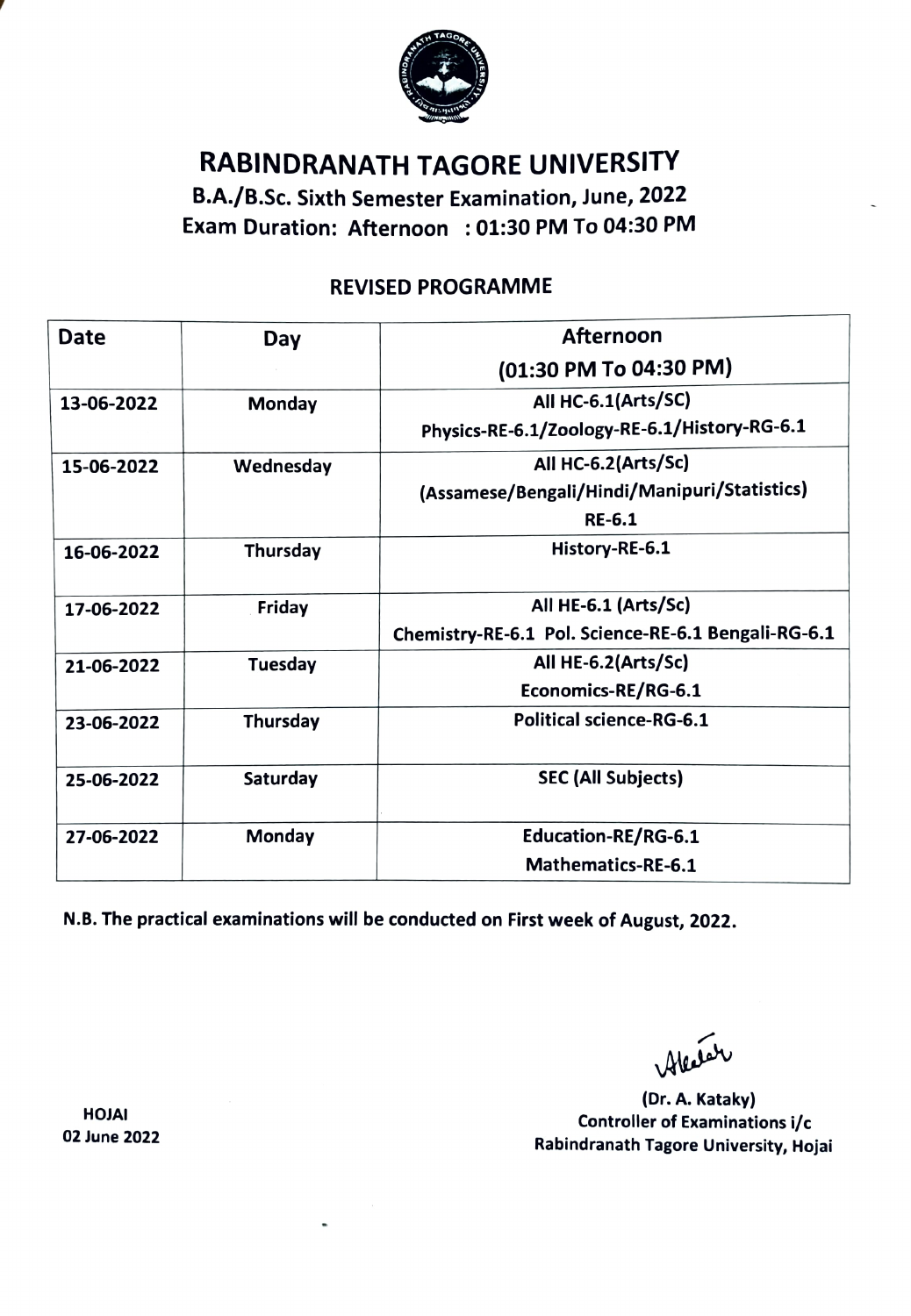# RABINDRANATH TAGORE UNIVERSITY

## B.A./B.Sc. Sixth Semester Examination, June, 2022

## Exam Duration: Afternoon : 01:30 PM To 04:30 PM

### REVISED PROGRAMME

| Date | Day | Afternoon (01:30 PM To 04:30 PM) |
|---|---|---|
| 13-06-2022 | Monday | All HC-6.1(Arts/SC)<br>Physics-RE-6.1/Zoology-RE-6.1/History-RG-6.1 |
| 15-06-2022 | Wednesday | All HC-6.2(Arts/Sc)<br>(Assamese/Bengali/Hindi/Manipuri/Statistics)<br>RE-6.1 |
| 16-06-2022 | Thursday | History-RE-6.1 |
| 17-06-2022 | Friday | All HE-6.1 (Arts/Sc)<br>Chemistry-RE-6.1 Pol. Science-RE-6.1 Bengali-RG-6.1 |
| 21-06-2022 | Tuesday | All HE-6.2(Arts/Sc)<br>Economics-RE/RG-6.1 |
| 23-06-2022 | Thursday | Political science-RG-6.1 |
| 25-06-2022 | Saturday | SEC (All Subjects) |
| 27-06-2022 | Monday | Education-RE/RG-6.1<br>Mathematics-RE-6.1 |

**N.B. The practical examinations will be conducted on First week of August, 2022.**

(Dr. A. Kataky)
Controller of Examinations i/c
Rabindranath Tagore University, Hojai

HOJAI
02 June 2022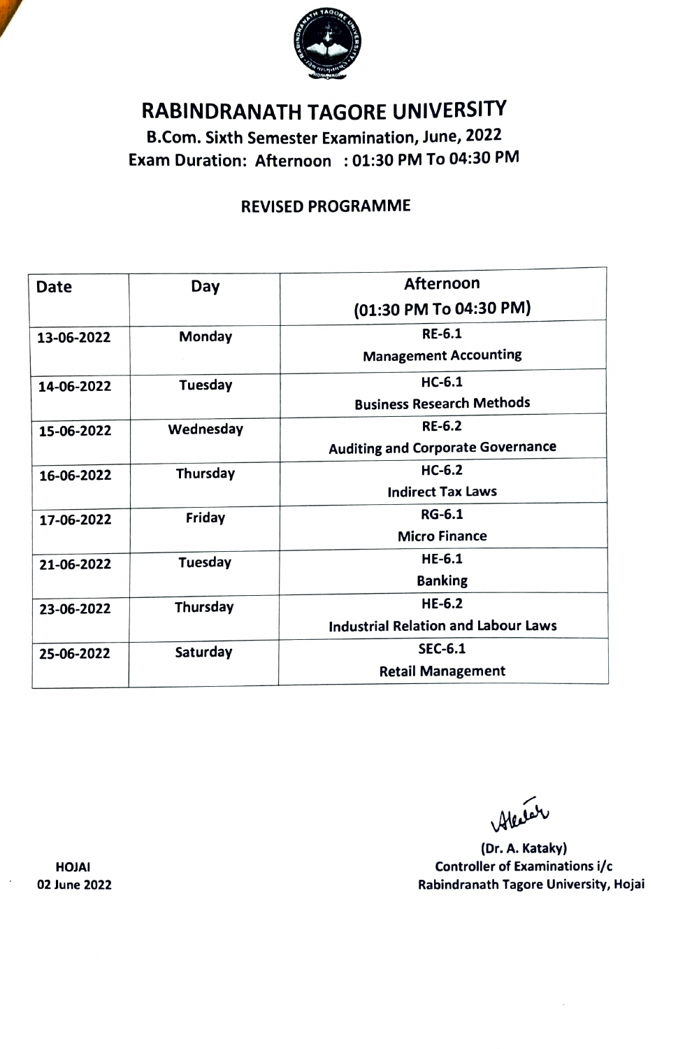# RABINDRANATH TAGORE UNIVERSITY

**B.Com. Sixth Semester Examination, June, 2022**

**Exam Duration: Afternoon : 01:30 PM To 04:30 PM**

## REVISED PROGRAMME

| Date | Day | Afternoon (01:30 PM To 04:30 PM) |
|---|---|---|
| 13-06-2022 | Monday | RE-6.1 Management Accounting |
| 14-06-2022 | Tuesday | HC-6.1 Business Research Methods |
| 15-06-2022 | Wednesday | RE-6.2 Auditing and Corporate Governance |
| 16-06-2022 | Thursday | HC-6.2 Indirect Tax Laws |
| 17-06-2022 | Friday | RG-6.1 Micro Finance |
| 21-06-2022 | Tuesday | HE-6.1 Banking |
| 23-06-2022 | Thursday | HE-6.2 Industrial Relation and Labour Laws |
| 25-06-2022 | Saturday | SEC-6.1 Retail Management |

HOJAI
02 June 2022

(Dr. A. Kataky)
Controller of Examinations i/c
Rabindranath Tagore University, Hojai